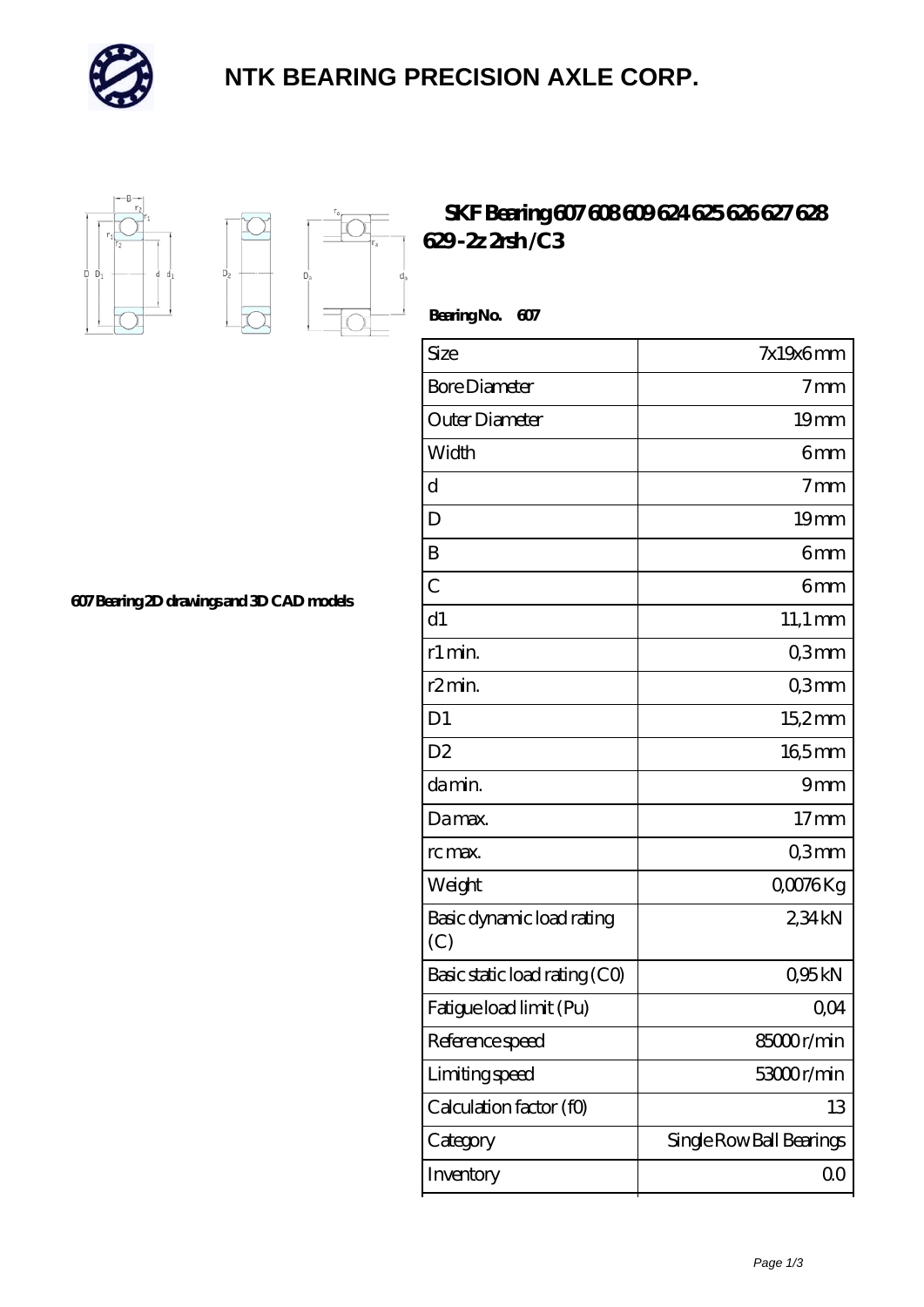# NTK BEARING PRECISION AXLE CORP.

## SKF Bearing 607 608 609 624 625 626 627 628 629 -2z 2rsh /C3

607 Bearing 2D drawings and 3D CAD models

**Bearing No. 607**

| Size | 7x19x6 mm |
|---|---|
| Bore Diameter | 7 mm |
| Outer Diameter | 19 mm |
| Width | 6 mm |
| d | 7 mm |
| D | 19 mm |
| B | 6 mm |
| C | 6 mm |
| d1 | 11,1 mm |
| r1 min. | 0,3 mm |
| r2 min. | 0,3 mm |
| D1 | 15,2 mm |
| D2 | 16,5 mm |
| da min. | 9 mm |
| Da max. | 17 mm |
| rc max. | 0,3 mm |
| Weight | 0,0076 Kg |
| Basic dynamic load rating (C) | 2,34 kN |
| Basic static load rating (C0) | 0,95 kN |
| Fatigue load limit (Pu) | 0,04 |
| Reference speed | 85000 r/min |
| Limiting speed | 53000 r/min |
| Calculation factor (f0) | 13 |
| Category | Single Row Ball Bearings |
| Inventory | 0.0 |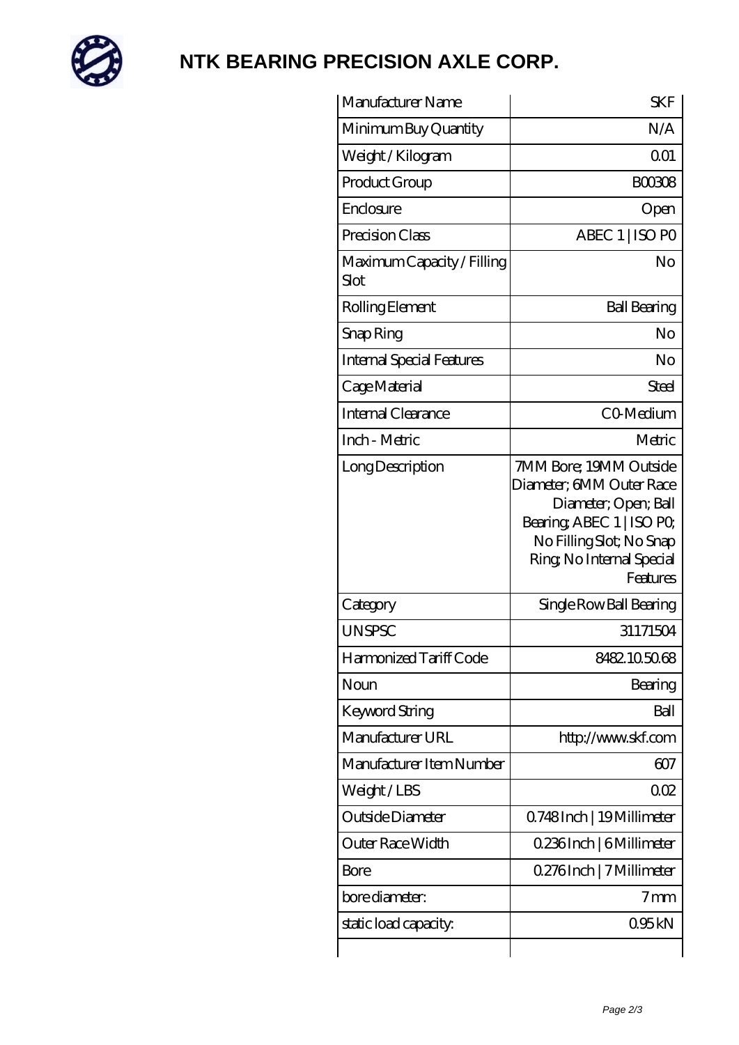# NTK BEARING PRECISION AXLE CORP.

| Manufacturer Name | SKF |
|---|---|
| Minimum Buy Quantity | N/A |
| Weight / Kilogram | 0.01 |
| Product Group | B00308 |
| Enclosure | Open |
| Precision Class | ABEC 1 \| ISO P0 |
| Maximum Capacity / Filling Slot | No |
| Rolling Element | Ball Bearing |
| Snap Ring | No |
| Internal Special Features | No |
| Cage Material | Steel |
| Internal Clearance | C0-Medium |
| Inch - Metric | Metric |
| Long Description | 7MM Bore; 19MM Outside Diameter; 6MM Outer Race Diameter; Open; Ball Bearing; ABEC 1 \| ISO P0; No Filling Slot; No Snap Ring; No Internal Special Features |
| Category | Single Row Ball Bearing |
| UNSPSC | 31171504 |
| Harmonized Tariff Code | 8482.10.50.68 |
| Noun | Bearing |
| Keyword String | Ball |
| Manufacturer URL | http://www.skf.com |
| Manufacturer Item Number | 607 |
| Weight / LBS | 0.02 |
| Outside Diameter | 0.748 Inch \| 19 Millimeter |
| Outer Race Width | 0.236 Inch \| 6 Millimeter |
| Bore | 0.276 Inch \| 7 Millimeter |
| bore diameter: | 7 mm |
| static load capacity: | 0.95 kN |
| | |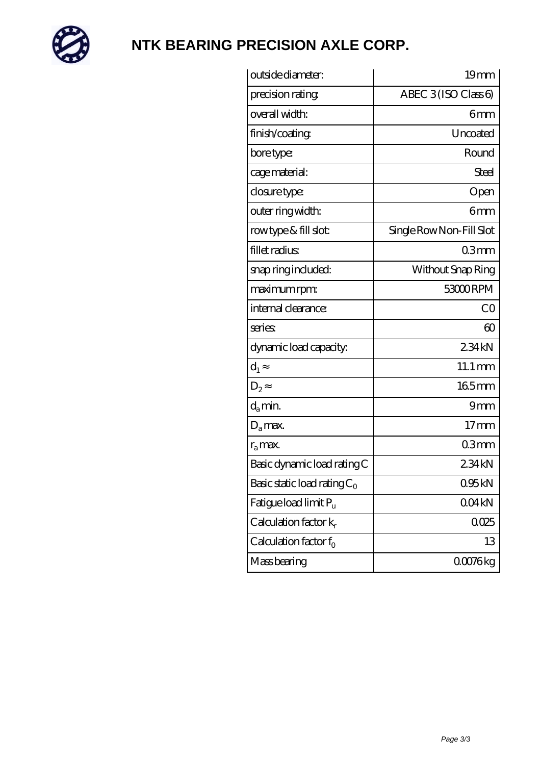# NTK BEARING PRECISION AXLE CORP.

| | |
|---|---|
| outside diameter: | 19 mm |
| precision rating: | ABEC 3 (ISO Class 6) |
| overall width: | 6 mm |
| finish/coating: | Uncoated |
| bore type: | Round |
| cage material: | Steel |
| closure type: | Open |
| outer ring width: | 6 mm |
| row type & fill slot: | Single Row Non-Fill Slot |
| fillet radius: | 0.3 mm |
| snap ring included: | Without Snap Ring |
| maximum rpm: | 53000 RPM |
| internal clearance: | C0 |
| series: | 60 |
| dynamic load capacity: | 2.34 kN |
| $d_1 \approx$ | 11.1 mm |
| $D_2 \approx$ | 16.5 mm |
| $d_a$ min. | 9 mm |
| $D_a$ max. | 17 mm |
| $r_a$ max. | 0.3 mm |
| Basic dynamic load rating C | 2.34 kN |
| Basic static load rating $C_0$ | 0.95 kN |
| Fatigue load limit $P_u$ | 0.04 kN |
| Calculation factor $k_r$ | 0.025 |
| Calculation factor $f_0$ | 13 |
| Mass bearing | 0.0076 kg |